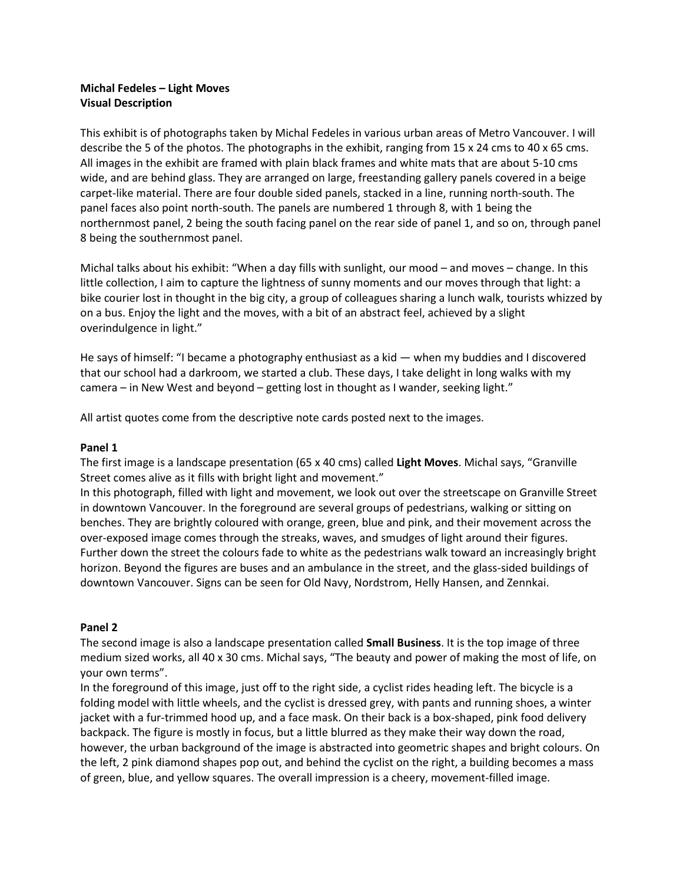**Michal Fedeles – Light Moves**
**Visual Description**

This exhibit is of photographs taken by Michal Fedeles in various urban areas of Metro Vancouver. I will describe the 5 of the photos. The photographs in the exhibit, ranging from 15 x 24 cms to 40 x 65 cms. All images in the exhibit are framed with plain black frames and white mats that are about 5-10 cms wide, and are behind glass. They are arranged on large, freestanding gallery panels covered in a beige carpet-like material. There are four double sided panels, stacked in a line, running north-south. The panel faces also point north-south. The panels are numbered 1 through 8, with 1 being the northernmost panel, 2 being the south facing panel on the rear side of panel 1, and so on, through panel 8 being the southernmost panel.

Michal talks about his exhibit: "When a day fills with sunlight, our mood – and moves – change. In this little collection, I aim to capture the lightness of sunny moments and our moves through that light: a bike courier lost in thought in the big city, a group of colleagues sharing a lunch walk, tourists whizzed by on a bus. Enjoy the light and the moves, with a bit of an abstract feel, achieved by a slight overindulgence in light."

He says of himself: "I became a photography enthusiast as a kid — when my buddies and I discovered that our school had a darkroom, we started a club. These days, I take delight in long walks with my camera – in New West and beyond – getting lost in thought as I wander, seeking light."

All artist quotes come from the descriptive note cards posted next to the images.

**Panel 1**

The first image is a landscape presentation (65 x 40 cms) called **Light Moves**. Michal says, "Granville Street comes alive as it fills with bright light and movement."

In this photograph, filled with light and movement, we look out over the streetscape on Granville Street in downtown Vancouver. In the foreground are several groups of pedestrians, walking or sitting on benches. They are brightly coloured with orange, green, blue and pink, and their movement across the over-exposed image comes through the streaks, waves, and smudges of light around their figures. Further down the street the colours fade to white as the pedestrians walk toward an increasingly bright horizon. Beyond the figures are buses and an ambulance in the street, and the glass-sided buildings of downtown Vancouver. Signs can be seen for Old Navy, Nordstrom, Helly Hansen, and Zennkai.

**Panel 2**

The second image is also a landscape presentation called **Small Business**. It is the top image of three medium sized works, all 40 x 30 cms. Michal says, "The beauty and power of making the most of life, on your own terms".

In the foreground of this image, just off to the right side, a cyclist rides heading left. The bicycle is a folding model with little wheels, and the cyclist is dressed grey, with pants and running shoes, a winter jacket with a fur-trimmed hood up, and a face mask. On their back is a box-shaped, pink food delivery backpack. The figure is mostly in focus, but a little blurred as they make their way down the road, however, the urban background of the image is abstracted into geometric shapes and bright colours. On the left, 2 pink diamond shapes pop out, and behind the cyclist on the right, a building becomes a mass of green, blue, and yellow squares. The overall impression is a cheery, movement-filled image.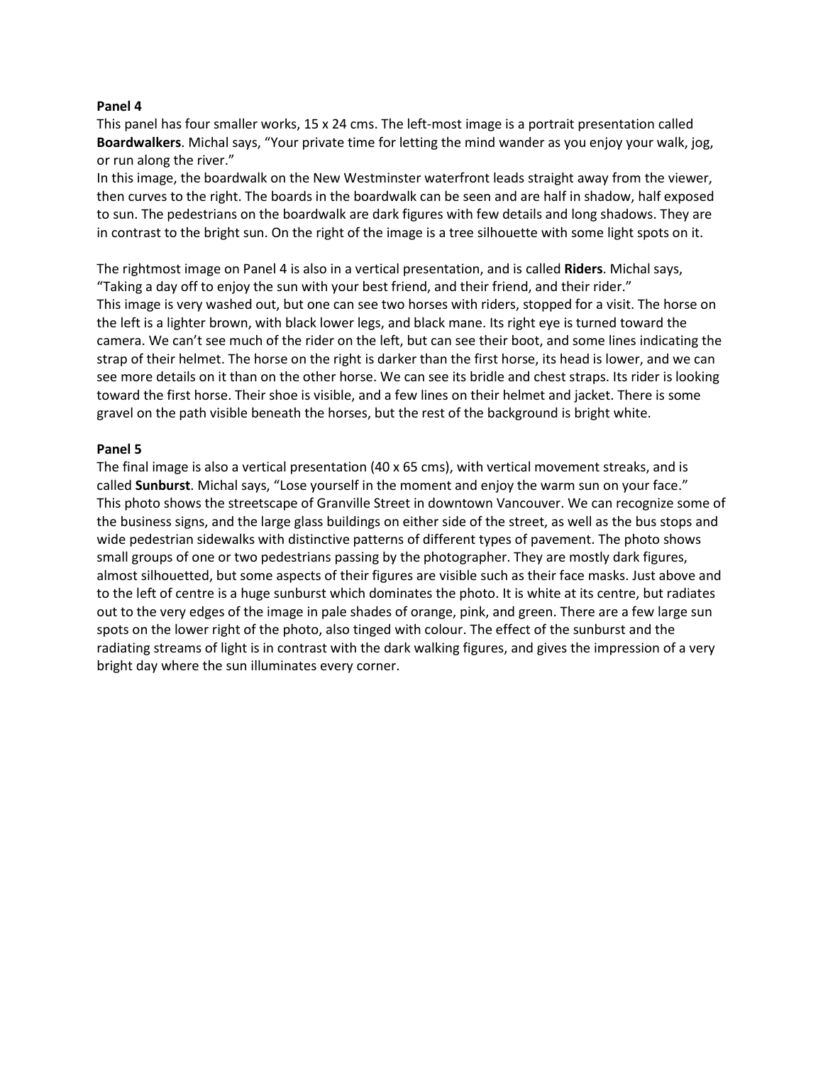**Panel 4**

This panel has four smaller works, 15 x 24 cms. The left-most image is a portrait presentation called **Boardwalkers**. Michal says, "Your private time for letting the mind wander as you enjoy your walk, jog, or run along the river."

In this image, the boardwalk on the New Westminster waterfront leads straight away from the viewer, then curves to the right. The boards in the boardwalk can be seen and are half in shadow, half exposed to sun. The pedestrians on the boardwalk are dark figures with few details and long shadows. They are in contrast to the bright sun. On the right of the image is a tree silhouette with some light spots on it.

The rightmost image on Panel 4 is also in a vertical presentation, and is called **Riders**. Michal says, "Taking a day off to enjoy the sun with your best friend, and their friend, and their rider."

This image is very washed out, but one can see two horses with riders, stopped for a visit. The horse on the left is a lighter brown, with black lower legs, and black mane. Its right eye is turned toward the camera. We can't see much of the rider on the left, but can see their boot, and some lines indicating the strap of their helmet. The horse on the right is darker than the first horse, its head is lower, and we can see more details on it than on the other horse. We can see its bridle and chest straps. Its rider is looking toward the first horse. Their shoe is visible, and a few lines on their helmet and jacket. There is some gravel on the path visible beneath the horses, but the rest of the background is bright white.

**Panel 5**

The final image is also a vertical presentation (40 x 65 cms), with vertical movement streaks, and is called **Sunburst**. Michal says, "Lose yourself in the moment and enjoy the warm sun on your face."

This photo shows the streetscape of Granville Street in downtown Vancouver. We can recognize some of the business signs, and the large glass buildings on either side of the street, as well as the bus stops and wide pedestrian sidewalks with distinctive patterns of different types of pavement. The photo shows small groups of one or two pedestrians passing by the photographer. They are mostly dark figures, almost silhouetted, but some aspects of their figures are visible such as their face masks. Just above and to the left of centre is a huge sunburst which dominates the photo. It is white at its centre, but radiates out to the very edges of the image in pale shades of orange, pink, and green. There are a few large sun spots on the lower right of the photo, also tinged with colour. The effect of the sunburst and the radiating streams of light is in contrast with the dark walking figures, and gives the impression of a very bright day where the sun illuminates every corner.